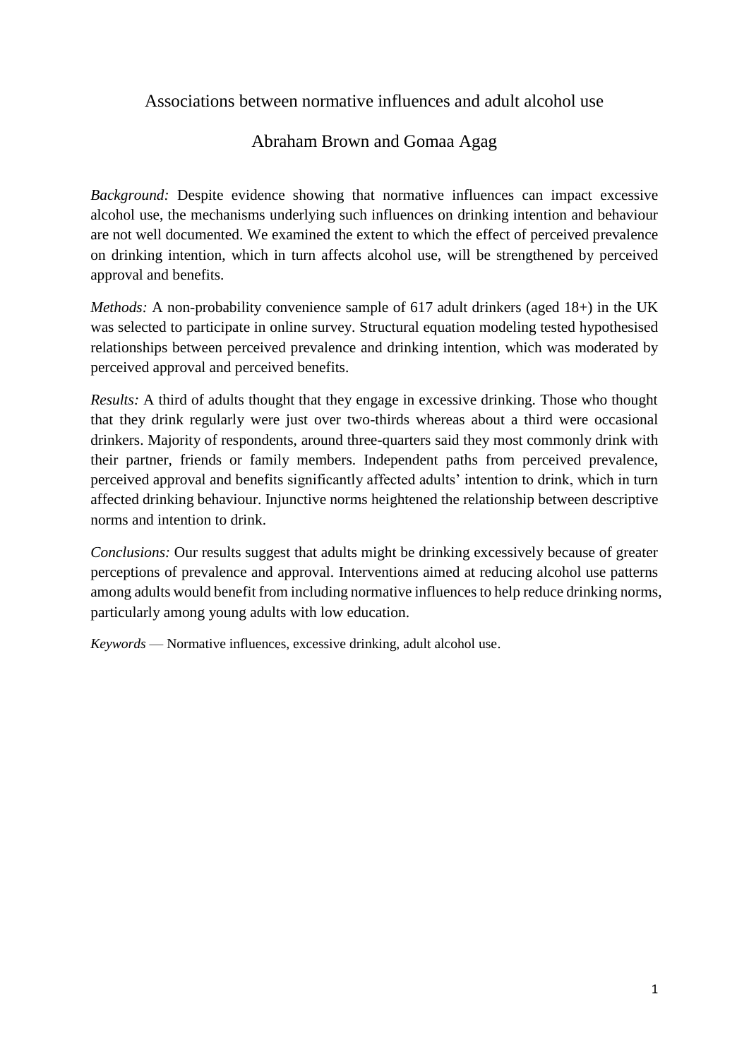# Associations between normative influences and adult alcohol use

## Abraham Brown and Gomaa Agag

*Background:* Despite evidence showing that normative influences can impact excessive alcohol use, the mechanisms underlying such influences on drinking intention and behaviour are not well documented. We examined the extent to which the effect of perceived prevalence on drinking intention, which in turn affects alcohol use, will be strengthened by perceived approval and benefits.

*Methods:* A non-probability convenience sample of 617 adult drinkers (aged 18+) in the UK was selected to participate in online survey. Structural equation modeling tested hypothesised relationships between perceived prevalence and drinking intention, which was moderated by perceived approval and perceived benefits.

*Results:* A third of adults thought that they engage in excessive drinking. Those who thought that they drink regularly were just over two-thirds whereas about a third were occasional drinkers. Majority of respondents, around three-quarters said they most commonly drink with their partner, friends or family members. Independent paths from perceived prevalence, perceived approval and benefits significantly affected adults' intention to drink, which in turn affected drinking behaviour. Injunctive norms heightened the relationship between descriptive norms and intention to drink.

*Conclusions:* Our results suggest that adults might be drinking excessively because of greater perceptions of prevalence and approval. Interventions aimed at reducing alcohol use patterns among adults would benefit from including normative influences to help reduce drinking norms, particularly among young adults with low education.

*Keywords* — Normative influences, excessive drinking, adult alcohol use.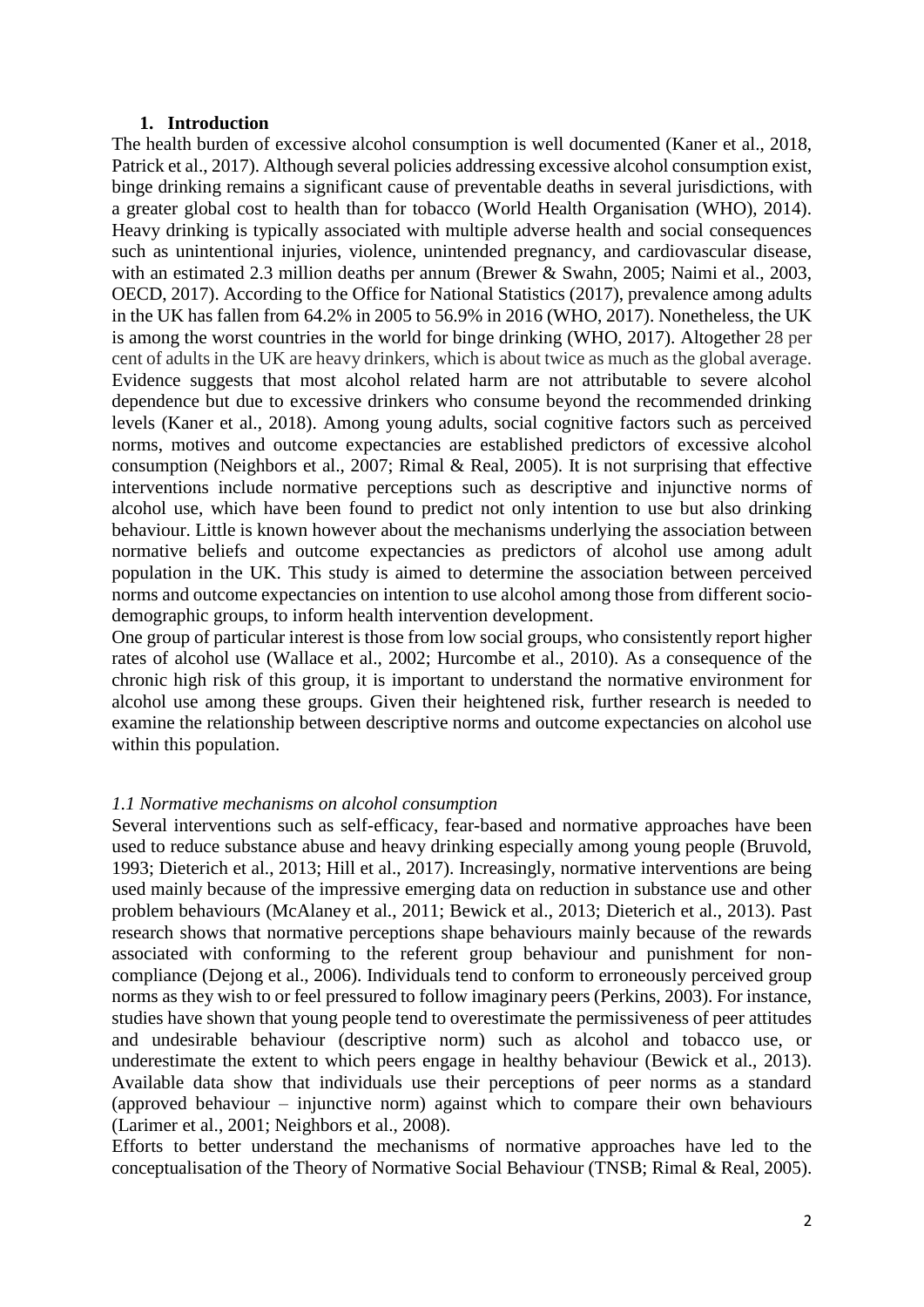## 1. Introduction

The health burden of excessive alcohol consumption is well documented (Kaner et al., 2018, Patrick et al., 2017). Although several policies addressing excessive alcohol consumption exist, binge drinking remains a significant cause of preventable deaths in several jurisdictions, with a greater global cost to health than for tobacco (World Health Organisation (WHO), 2014). Heavy drinking is typically associated with multiple adverse health and social consequences such as unintentional injuries, violence, unintended pregnancy, and cardiovascular disease, with an estimated 2.3 million deaths per annum (Brewer & Swahn, 2005; Naimi et al., 2003, OECD, 2017). According to the Office for National Statistics (2017), prevalence among adults in the UK has fallen from 64.2% in 2005 to 56.9% in 2016 (WHO, 2017). Nonetheless, the UK is among the worst countries in the world for binge drinking (WHO, 2017). Altogether 28 per cent of adults in the UK are heavy drinkers, which is about twice as much as the global average. Evidence suggests that most alcohol related harm are not attributable to severe alcohol dependence but due to excessive drinkers who consume beyond the recommended drinking levels (Kaner et al., 2018). Among young adults, social cognitive factors such as perceived norms, motives and outcome expectancies are established predictors of excessive alcohol consumption (Neighbors et al., 2007; Rimal & Real, 2005). It is not surprising that effective interventions include normative perceptions such as descriptive and injunctive norms of alcohol use, which have been found to predict not only intention to use but also drinking behaviour. Little is known however about the mechanisms underlying the association between normative beliefs and outcome expectancies as predictors of alcohol use among adult population in the UK. This study is aimed to determine the association between perceived norms and outcome expectancies on intention to use alcohol among those from different socio-demographic groups, to inform health intervention development.

One group of particular interest is those from low social groups, who consistently report higher rates of alcohol use (Wallace et al., 2002; Hurcombe et al., 2010). As a consequence of the chronic high risk of this group, it is important to understand the normative environment for alcohol use among these groups. Given their heightened risk, further research is needed to examine the relationship between descriptive norms and outcome expectancies on alcohol use within this population.

### *1.1 Normative mechanisms on alcohol consumption*

Several interventions such as self-efficacy, fear-based and normative approaches have been used to reduce substance abuse and heavy drinking especially among young people (Bruvold, 1993; Dieterich et al., 2013; Hill et al., 2017). Increasingly, normative interventions are being used mainly because of the impressive emerging data on reduction in substance use and other problem behaviours (McAlaney et al., 2011; Bewick et al., 2013; Dieterich et al., 2013). Past research shows that normative perceptions shape behaviours mainly because of the rewards associated with conforming to the referent group behaviour and punishment for non-compliance (Dejong et al., 2006). Individuals tend to conform to erroneously perceived group norms as they wish to or feel pressured to follow imaginary peers (Perkins, 2003). For instance, studies have shown that young people tend to overestimate the permissiveness of peer attitudes and undesirable behaviour (descriptive norm) such as alcohol and tobacco use, or underestimate the extent to which peers engage in healthy behaviour (Bewick et al., 2013). Available data show that individuals use their perceptions of peer norms as a standard (approved behaviour – injunctive norm) against which to compare their own behaviours (Larimer et al., 2001; Neighbors et al., 2008).

Efforts to better understand the mechanisms of normative approaches have led to the conceptualisation of the Theory of Normative Social Behaviour (TNSB; Rimal & Real, 2005).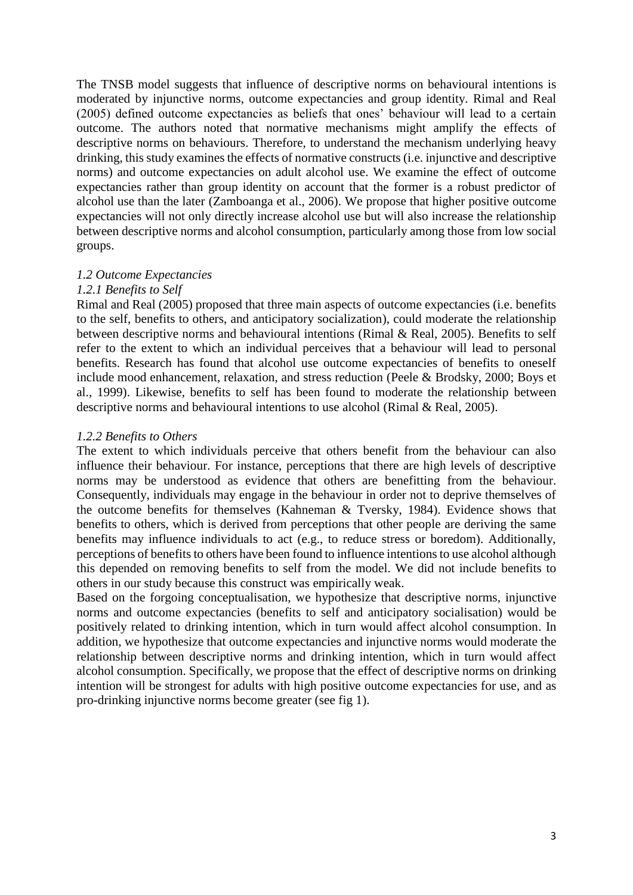The TNSB model suggests that influence of descriptive norms on behavioural intentions is moderated by injunctive norms, outcome expectancies and group identity. Rimal and Real (2005) defined outcome expectancies as beliefs that ones' behaviour will lead to a certain outcome. The authors noted that normative mechanisms might amplify the effects of descriptive norms on behaviours. Therefore, to understand the mechanism underlying heavy drinking, this study examines the effects of normative constructs (i.e. injunctive and descriptive norms) and outcome expectancies on adult alcohol use. We examine the effect of outcome expectancies rather than group identity on account that the former is a robust predictor of alcohol use than the later (Zamboanga et al., 2006). We propose that higher positive outcome expectancies will not only directly increase alcohol use but will also increase the relationship between descriptive norms and alcohol consumption, particularly among those from low social groups.

### *1.2 Outcome Expectancies*

#### *1.2.1 Benefits to Self*

Rimal and Real (2005) proposed that three main aspects of outcome expectancies (i.e. benefits to the self, benefits to others, and anticipatory socialization), could moderate the relationship between descriptive norms and behavioural intentions (Rimal & Real, 2005). Benefits to self refer to the extent to which an individual perceives that a behaviour will lead to personal benefits. Research has found that alcohol use outcome expectancies of benefits to oneself include mood enhancement, relaxation, and stress reduction (Peele & Brodsky, 2000; Boys et al., 1999). Likewise, benefits to self has been found to moderate the relationship between descriptive norms and behavioural intentions to use alcohol (Rimal & Real, 2005).

#### *1.2.2 Benefits to Others*

The extent to which individuals perceive that others benefit from the behaviour can also influence their behaviour. For instance, perceptions that there are high levels of descriptive norms may be understood as evidence that others are benefitting from the behaviour. Consequently, individuals may engage in the behaviour in order not to deprive themselves of the outcome benefits for themselves (Kahneman & Tversky, 1984). Evidence shows that benefits to others, which is derived from perceptions that other people are deriving the same benefits may influence individuals to act (e.g., to reduce stress or boredom). Additionally, perceptions of benefits to others have been found to influence intentions to use alcohol although this depended on removing benefits to self from the model. We did not include benefits to others in our study because this construct was empirically weak.

Based on the forgoing conceptualisation, we hypothesize that descriptive norms, injunctive norms and outcome expectancies (benefits to self and anticipatory socialisation) would be positively related to drinking intention, which in turn would affect alcohol consumption. In addition, we hypothesize that outcome expectancies and injunctive norms would moderate the relationship between descriptive norms and drinking intention, which in turn would affect alcohol consumption. Specifically, we propose that the effect of descriptive norms on drinking intention will be strongest for adults with high positive outcome expectancies for use, and as pro-drinking injunctive norms become greater (see fig 1).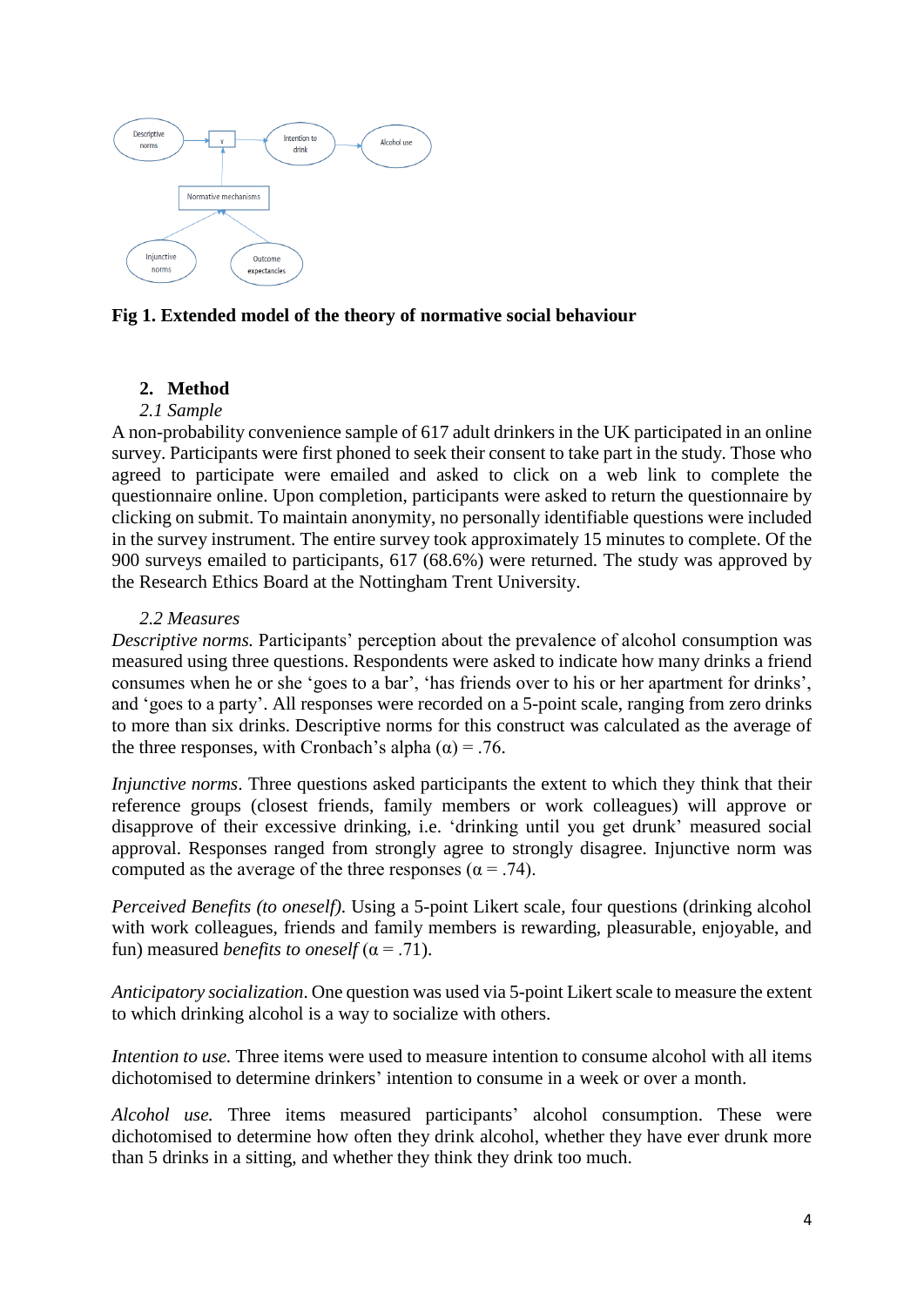Fig 1. Extended model of the theory of normative social behaviour

## 2. Method

### *2.1 Sample*

A non-probability convenience sample of 617 adult drinkers in the UK participated in an online survey. Participants were first phoned to seek their consent to take part in the study. Those who agreed to participate were emailed and asked to click on a web link to complete the questionnaire online. Upon completion, participants were asked to return the questionnaire by clicking on submit. To maintain anonymity, no personally identifiable questions were included in the survey instrument. The entire survey took approximately 15 minutes to complete. Of the 900 surveys emailed to participants, 617 (68.6%) were returned. The study was approved by the Research Ethics Board at the Nottingham Trent University.

### *2.2 Measures*

*Descriptive norms.* Participants' perception about the prevalence of alcohol consumption was measured using three questions. Respondents were asked to indicate how many drinks a friend consumes when he or she 'goes to a bar', 'has friends over to his or her apartment for drinks', and 'goes to a party'. All responses were recorded on a 5-point scale, ranging from zero drinks to more than six drinks. Descriptive norms for this construct was calculated as the average of the three responses, with Cronbach's alpha ($\alpha$) = .76.

*Injunctive norms*. Three questions asked participants the extent to which they think that their reference groups (closest friends, family members or work colleagues) will approve or disapprove of their excessive drinking, i.e. 'drinking until you get drunk' measured social approval. Responses ranged from strongly agree to strongly disagree. Injunctive norm was computed as the average of the three responses ($\alpha$ = .74).

*Perceived Benefits (to oneself).* Using a 5-point Likert scale, four questions (drinking alcohol with work colleagues, friends and family members is rewarding, pleasurable, enjoyable, and fun) measured *benefits to oneself* ($\alpha$ = .71).

*Anticipatory socialization*. One question was used via 5-point Likert scale to measure the extent to which drinking alcohol is a way to socialize with others.

*Intention to use.* Three items were used to measure intention to consume alcohol with all items dichotomised to determine drinkers' intention to consume in a week or over a month.

*Alcohol use.* Three items measured participants' alcohol consumption. These were dichotomised to determine how often they drink alcohol, whether they have ever drunk more than 5 drinks in a sitting, and whether they think they drink too much.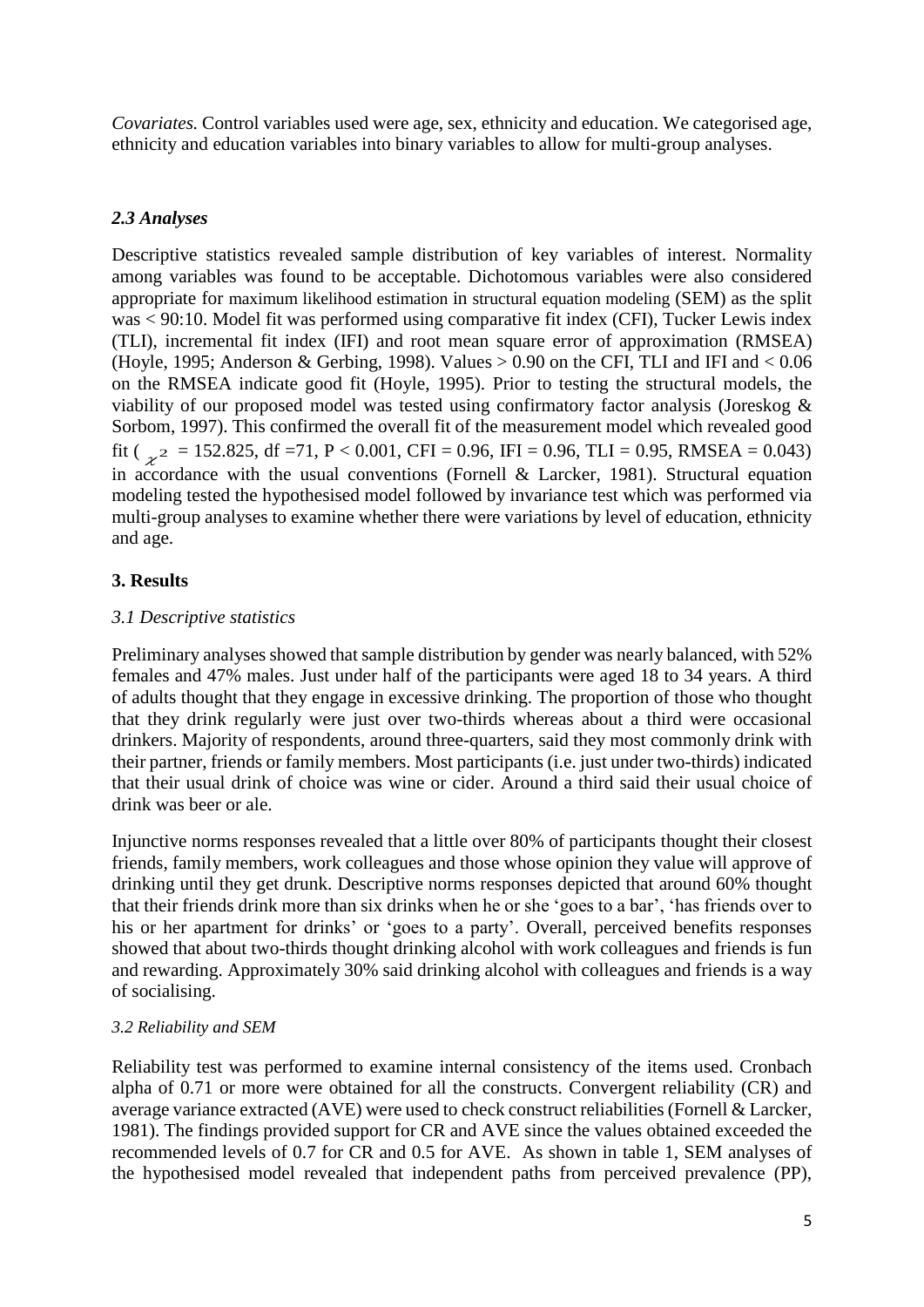*Covariates.* Control variables used were age, sex, ethnicity and education. We categorised age, ethnicity and education variables into binary variables to allow for multi-group analyses.

### *2.3 Analyses*

Descriptive statistics revealed sample distribution of key variables of interest. Normality among variables was found to be acceptable. Dichotomous variables were also considered appropriate for maximum likelihood estimation in structural equation modeling (SEM) as the split was < 90:10. Model fit was performed using comparative fit index (CFI), Tucker Lewis index (TLI), incremental fit index (IFI) and root mean square error of approximation (RMSEA) (Hoyle, 1995; Anderson & Gerbing, 1998). Values > 0.90 on the CFI, TLI and IFI and < 0.06 on the RMSEA indicate good fit (Hoyle, 1995). Prior to testing the structural models, the viability of our proposed model was tested using confirmatory factor analysis (Joreskog & Sorbom, 1997). This confirmed the overall fit of the measurement model which revealed good fit ($\chi^2$ = 152.825, df =71, P < 0.001, CFI = 0.96, IFI = 0.96, TLI = 0.95, RMSEA = 0.043) in accordance with the usual conventions (Fornell & Larcker, 1981). Structural equation modeling tested the hypothesised model followed by invariance test which was performed via multi-group analyses to examine whether there were variations by level of education, ethnicity and age.

## 3. Results

### *3.1 Descriptive statistics*

Preliminary analyses showed that sample distribution by gender was nearly balanced, with 52% females and 47% males. Just under half of the participants were aged 18 to 34 years. A third of adults thought that they engage in excessive drinking. The proportion of those who thought that they drink regularly were just over two-thirds whereas about a third were occasional drinkers. Majority of respondents, around three-quarters, said they most commonly drink with their partner, friends or family members. Most participants (i.e. just under two-thirds) indicated that their usual drink of choice was wine or cider. Around a third said their usual choice of drink was beer or ale.

Injunctive norms responses revealed that a little over 80% of participants thought their closest friends, family members, work colleagues and those whose opinion they value will approve of drinking until they get drunk. Descriptive norms responses depicted that around 60% thought that their friends drink more than six drinks when he or she 'goes to a bar', 'has friends over to his or her apartment for drinks' or 'goes to a party'. Overall, perceived benefits responses showed that about two-thirds thought drinking alcohol with work colleagues and friends is fun and rewarding. Approximately 30% said drinking alcohol with colleagues and friends is a way of socialising.

### *3.2 Reliability and SEM*

Reliability test was performed to examine internal consistency of the items used. Cronbach alpha of 0.71 or more were obtained for all the constructs. Convergent reliability (CR) and average variance extracted (AVE) were used to check construct reliabilities (Fornell & Larcker, 1981). The findings provided support for CR and AVE since the values obtained exceeded the recommended levels of 0.7 for CR and 0.5 for AVE. As shown in table 1, SEM analyses of the hypothesised model revealed that independent paths from perceived prevalence (PP),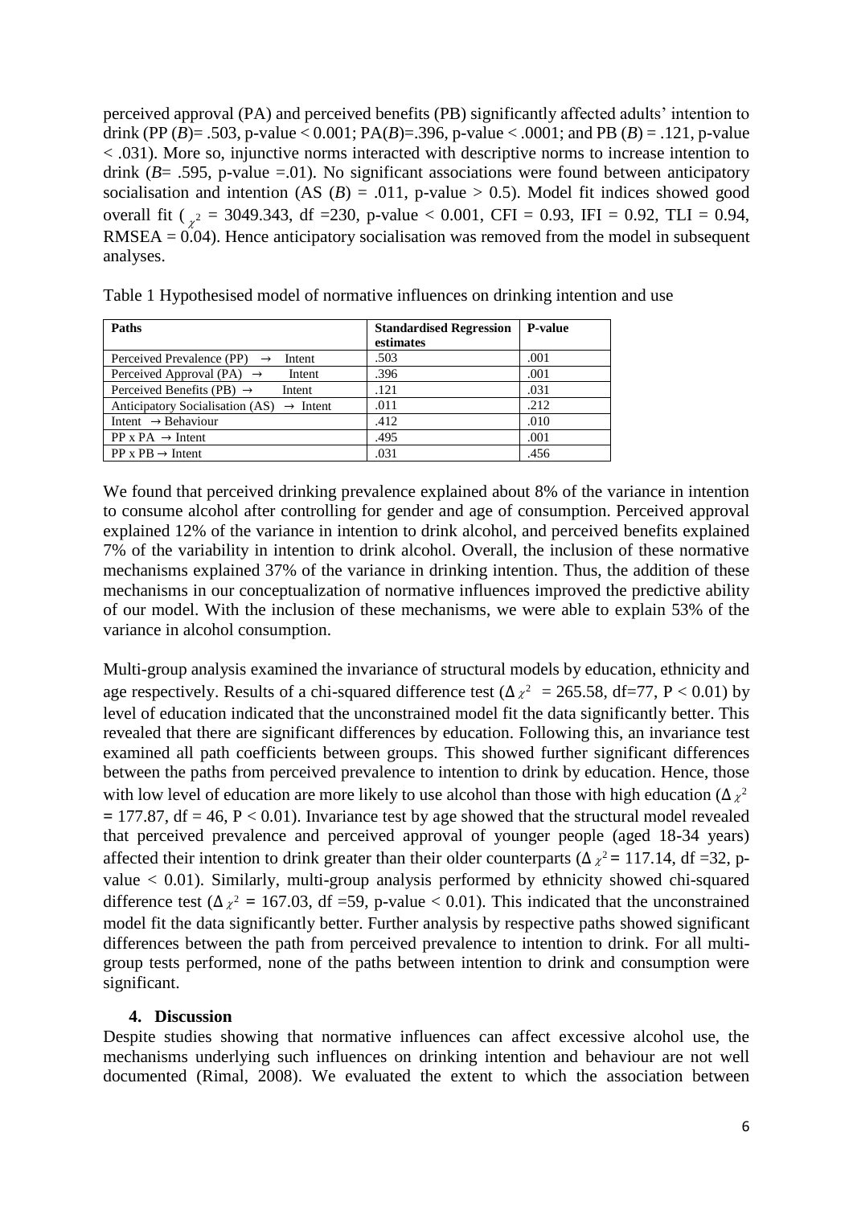perceived approval (PA) and perceived benefits (PB) significantly affected adults' intention to drink (PP (*B*)= .503, p-value < 0.001; PA(*B*)=.396, p-value < .0001; and PB (*B*) = .121, p-value < .031). More so, injunctive norms interacted with descriptive norms to increase intention to drink (*B*= .595, p-value =.01). No significant associations were found between anticipatory socialisation and intention (AS (*B*) = .011, p-value > 0.5). Model fit indices showed good overall fit ( $\chi^2$ = 3049.343, df =230, p-value < 0.001, CFI = 0.93, IFI = 0.92, TLI = 0.94, RMSEA = 0.04). Hence anticipatory socialisation was removed from the model in subsequent analyses.

Table 1 Hypothesised model of normative influences on drinking intention and use

| Paths | Standardised Regression estimates | P-value |
|---|---|---|
| Perceived Prevalence (PP) → Intent | .503 | .001 |
| Perceived Approval (PA) → Intent | .396 | .001 |
| Perceived Benefits (PB) → Intent | .121 | .031 |
| Anticipatory Socialisation (AS) → Intent | .011 | .212 |
| Intent → Behaviour | .412 | .010 |
| PP x PA → Intent | .495 | .001 |
| PP x PB → Intent | .031 | .456 |

We found that perceived drinking prevalence explained about 8% of the variance in intention to consume alcohol after controlling for gender and age of consumption. Perceived approval explained 12% of the variance in intention to drink alcohol, and perceived benefits explained 7% of the variability in intention to drink alcohol. Overall, the inclusion of these normative mechanisms explained 37% of the variance in drinking intention. Thus, the addition of these mechanisms in our conceptualization of normative influences improved the predictive ability of our model. With the inclusion of these mechanisms, we were able to explain 53% of the variance in alcohol consumption.

Multi-group analysis examined the invariance of structural models by education, ethnicity and age respectively. Results of a chi-squared difference test ($\Delta\chi^2$ = 265.58, df=77, P < 0.01) by level of education indicated that the unconstrained model fit the data significantly better. This revealed that there are significant differences by education. Following this, an invariance test examined all path coefficients between groups. This showed further significant differences between the paths from perceived prevalence to intention to drink by education. Hence, those with low level of education are more likely to use alcohol than those with high education ($\Delta\chi^2$ = 177.87, df = 46, P < 0.01). Invariance test by age showed that the structural model revealed that perceived prevalence and perceived approval of younger people (aged 18-34 years) affected their intention to drink greater than their older counterparts ($\Delta\chi^2$ = 117.14, df =32, p-value < 0.01). Similarly, multi-group analysis performed by ethnicity showed chi-squared difference test ($\Delta\chi^2$ = 167.03, df =59, p-value < 0.01). This indicated that the unconstrained model fit the data significantly better. Further analysis by respective paths showed significant differences between the path from perceived prevalence to intention to drink. For all multi-group tests performed, none of the paths between intention to drink and consumption were significant.

## 4. Discussion

Despite studies showing that normative influences can affect excessive alcohol use, the mechanisms underlying such influences on drinking intention and behaviour are not well documented (Rimal, 2008). We evaluated the extent to which the association between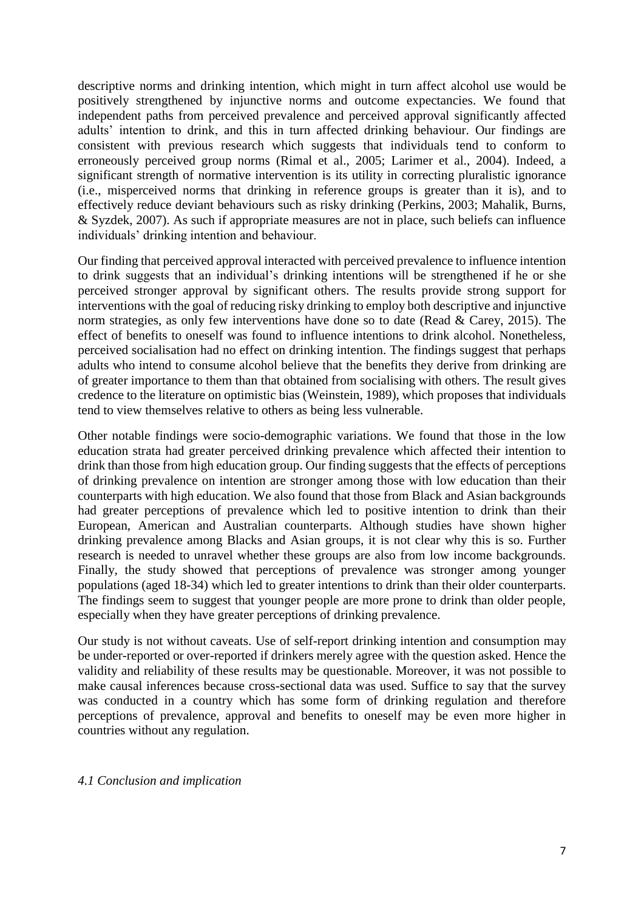descriptive norms and drinking intention, which might in turn affect alcohol use would be positively strengthened by injunctive norms and outcome expectancies. We found that independent paths from perceived prevalence and perceived approval significantly affected adults' intention to drink, and this in turn affected drinking behaviour. Our findings are consistent with previous research which suggests that individuals tend to conform to erroneously perceived group norms (Rimal et al., 2005; Larimer et al., 2004). Indeed, a significant strength of normative intervention is its utility in correcting pluralistic ignorance (i.e., misperceived norms that drinking in reference groups is greater than it is), and to effectively reduce deviant behaviours such as risky drinking (Perkins, 2003; Mahalik, Burns, & Syzdek, 2007). As such if appropriate measures are not in place, such beliefs can influence individuals' drinking intention and behaviour.

Our finding that perceived approval interacted with perceived prevalence to influence intention to drink suggests that an individual's drinking intentions will be strengthened if he or she perceived stronger approval by significant others. The results provide strong support for interventions with the goal of reducing risky drinking to employ both descriptive and injunctive norm strategies, as only few interventions have done so to date (Read & Carey, 2015). The effect of benefits to oneself was found to influence intentions to drink alcohol. Nonetheless, perceived socialisation had no effect on drinking intention. The findings suggest that perhaps adults who intend to consume alcohol believe that the benefits they derive from drinking are of greater importance to them than that obtained from socialising with others. The result gives credence to the literature on optimistic bias (Weinstein, 1989), which proposes that individuals tend to view themselves relative to others as being less vulnerable.

Other notable findings were socio-demographic variations. We found that those in the low education strata had greater perceived drinking prevalence which affected their intention to drink than those from high education group. Our finding suggests that the effects of perceptions of drinking prevalence on intention are stronger among those with low education than their counterparts with high education. We also found that those from Black and Asian backgrounds had greater perceptions of prevalence which led to positive intention to drink than their European, American and Australian counterparts. Although studies have shown higher drinking prevalence among Blacks and Asian groups, it is not clear why this is so. Further research is needed to unravel whether these groups are also from low income backgrounds. Finally, the study showed that perceptions of prevalence was stronger among younger populations (aged 18-34) which led to greater intentions to drink than their older counterparts. The findings seem to suggest that younger people are more prone to drink than older people, especially when they have greater perceptions of drinking prevalence.

Our study is not without caveats. Use of self-report drinking intention and consumption may be under-reported or over-reported if drinkers merely agree with the question asked. Hence the validity and reliability of these results may be questionable. Moreover, it was not possible to make causal inferences because cross-sectional data was used. Suffice to say that the survey was conducted in a country which has some form of drinking regulation and therefore perceptions of prevalence, approval and benefits to oneself may be even more higher in countries without any regulation.

### *4.1 Conclusion and implication*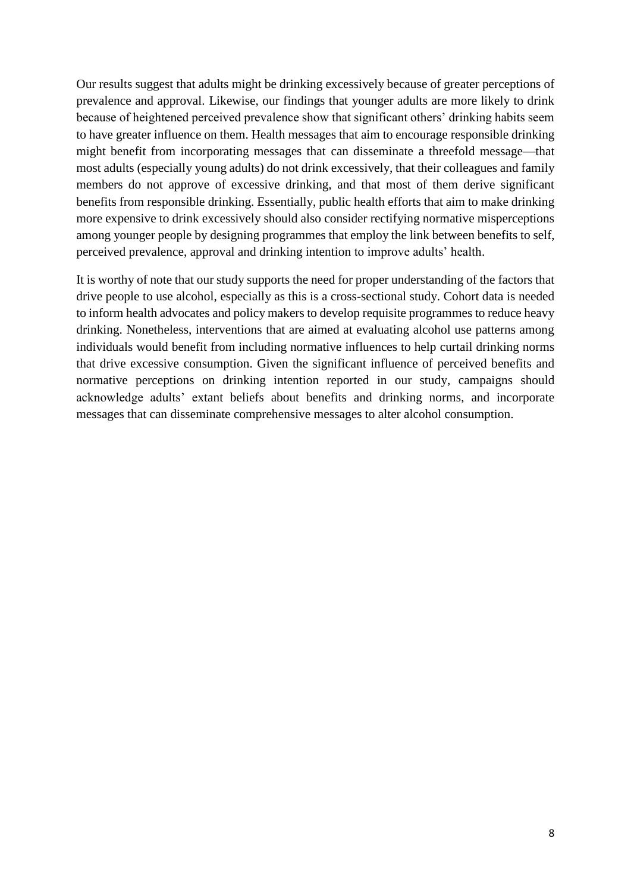Our results suggest that adults might be drinking excessively because of greater perceptions of prevalence and approval. Likewise, our findings that younger adults are more likely to drink because of heightened perceived prevalence show that significant others' drinking habits seem to have greater influence on them. Health messages that aim to encourage responsible drinking might benefit from incorporating messages that can disseminate a threefold message—that most adults (especially young adults) do not drink excessively, that their colleagues and family members do not approve of excessive drinking, and that most of them derive significant benefits from responsible drinking. Essentially, public health efforts that aim to make drinking more expensive to drink excessively should also consider rectifying normative misperceptions among younger people by designing programmes that employ the link between benefits to self, perceived prevalence, approval and drinking intention to improve adults' health.

It is worthy of note that our study supports the need for proper understanding of the factors that drive people to use alcohol, especially as this is a cross-sectional study. Cohort data is needed to inform health advocates and policy makers to develop requisite programmes to reduce heavy drinking. Nonetheless, interventions that are aimed at evaluating alcohol use patterns among individuals would benefit from including normative influences to help curtail drinking norms that drive excessive consumption. Given the significant influence of perceived benefits and normative perceptions on drinking intention reported in our study, campaigns should acknowledge adults' extant beliefs about benefits and drinking norms, and incorporate messages that can disseminate comprehensive messages to alter alcohol consumption.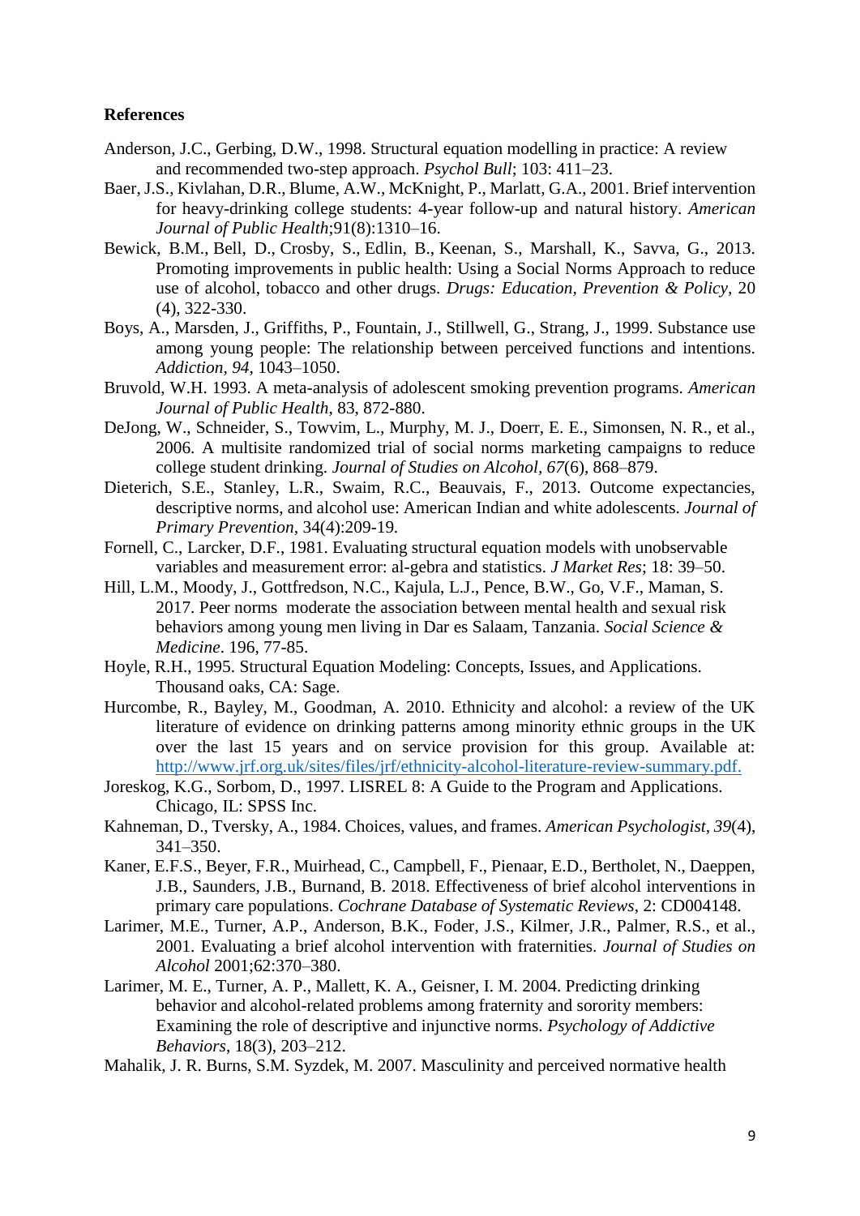**References**

Anderson, J.C., Gerbing, D.W., 1998. Structural equation modelling in practice: A review and recommended two-step approach. *Psychol Bull*; 103: 411–23.

Baer, J.S., Kivlahan, D.R., Blume, A.W., McKnight, P., Marlatt, G.A., 2001. Brief intervention for heavy-drinking college students: 4-year follow-up and natural history. *American Journal of Public Health*;91(8):1310–16.

Bewick, B.M., Bell, D., Crosby, S., Edlin, B., Keenan, S., Marshall, K., Savva, G., 2013. Promoting improvements in public health: Using a Social Norms Approach to reduce use of alcohol, tobacco and other drugs. *Drugs: Education, Prevention & Policy*, 20 (4), 322-330.

Boys, A., Marsden, J., Griffiths, P., Fountain, J., Stillwell, G., Strang, J., 1999. Substance use among young people: The relationship between perceived functions and intentions. *Addiction, 94*, 1043–1050.

Bruvold, W.H. 1993. A meta-analysis of adolescent smoking prevention programs. *American Journal of Public Health*, 83, 872-880.

DeJong, W., Schneider, S., Towvim, L., Murphy, M. J., Doerr, E. E., Simonsen, N. R., et al., 2006. A multisite randomized trial of social norms marketing campaigns to reduce college student drinking. *Journal of Studies on Alcohol, 67*(6), 868–879.

Dieterich, S.E., Stanley, L.R., Swaim, R.C., Beauvais, F., 2013. Outcome expectancies, descriptive norms, and alcohol use: American Indian and white adolescents. *Journal of Primary Prevention*, 34(4):209-19.

Fornell, C., Larcker, D.F., 1981. Evaluating structural equation models with unobservable variables and measurement error: al-gebra and statistics. *J Market Res*; 18: 39–50.

Hill, L.M., Moody, J., Gottfredson, N.C., Kajula, L.J., Pence, B.W., Go, V.F., Maman, S. 2017. Peer norms moderate the association between mental health and sexual risk behaviors among young men living in Dar es Salaam, Tanzania. *Social Science & Medicine*. 196, 77-85.

Hoyle, R.H., 1995. Structural Equation Modeling: Concepts, Issues, and Applications. Thousand oaks, CA: Sage.

Hurcombe, R., Bayley, M., Goodman, A. 2010. Ethnicity and alcohol: a review of the UK literature of evidence on drinking patterns among minority ethnic groups in the UK over the last 15 years and on service provision for this group. Available at: http://www.jrf.org.uk/sites/files/jrf/ethnicity-alcohol-literature-review-summary.pdf.

Joreskog, K.G., Sorbom, D., 1997. LISREL 8: A Guide to the Program and Applications. Chicago, IL: SPSS Inc.

Kahneman, D., Tversky, A., 1984. Choices, values, and frames. *American Psychologist, 39*(4), 341–350.

Kaner, E.F.S., Beyer, F.R., Muirhead, C., Campbell, F., Pienaar, E.D., Bertholet, N., Daeppen, J.B., Saunders, J.B., Burnand, B. 2018. Effectiveness of brief alcohol interventions in primary care populations. *Cochrane Database of Systematic Reviews*, 2: CD004148.

Larimer, M.E., Turner, A.P., Anderson, B.K., Foder, J.S., Kilmer, J.R., Palmer, R.S., et al., 2001. Evaluating a brief alcohol intervention with fraternities. *Journal of Studies on Alcohol* 2001;62:370–380.

Larimer, M. E., Turner, A. P., Mallett, K. A., Geisner, I. M. 2004. Predicting drinking behavior and alcohol-related problems among fraternity and sorority members: Examining the role of descriptive and injunctive norms. *Psychology of Addictive Behaviors*, 18(3), 203–212.

Mahalik, J. R. Burns, S.M. Syzdek, M. 2007. Masculinity and perceived normative health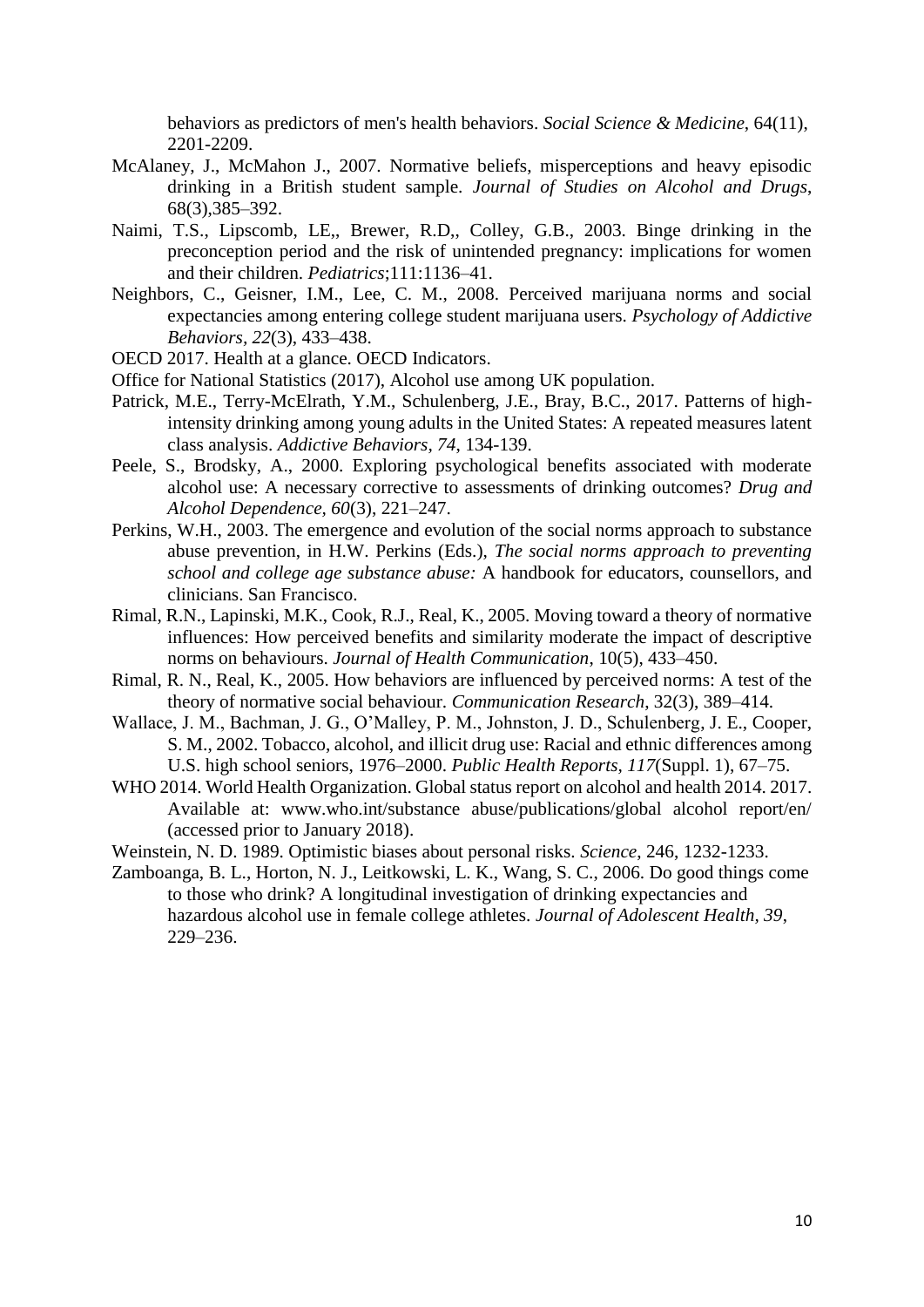behaviors as predictors of men's health behaviors. *Social Science & Medicine*, 64(11), 2201-2209.

McAlaney, J., McMahon J., 2007. Normative beliefs, misperceptions and heavy episodic drinking in a British student sample. *Journal of Studies on Alcohol and Drugs*, 68(3),385–392.

Naimi, T.S., Lipscomb, LE,, Brewer, R.D,, Colley, G.B., 2003. Binge drinking in the preconception period and the risk of unintended pregnancy: implications for women and their children. *Pediatrics*;111:1136–41.

Neighbors, C., Geisner, I.M., Lee, C. M., 2008. Perceived marijuana norms and social expectancies among entering college student marijuana users. *Psychology of Addictive Behaviors*, *22*(3), 433–438.

OECD 2017. Health at a glance. OECD Indicators.

Office for National Statistics (2017), Alcohol use among UK population.

Patrick, M.E., Terry-McElrath, Y.M., Schulenberg, J.E., Bray, B.C., 2017. Patterns of high-intensity drinking among young adults in the United States: A repeated measures latent class analysis. *Addictive Behaviors*, *74*, 134-139.

Peele, S., Brodsky, A., 2000. Exploring psychological benefits associated with moderate alcohol use: A necessary corrective to assessments of drinking outcomes? *Drug and Alcohol Dependence*, *60*(3), 221–247.

Perkins, W.H., 2003. The emergence and evolution of the social norms approach to substance abuse prevention, in H.W. Perkins (Eds.), *The social norms approach to preventing school and college age substance abuse:* A handbook for educators, counsellors, and clinicians. San Francisco.

Rimal, R.N., Lapinski, M.K., Cook, R.J., Real, K., 2005. Moving toward a theory of normative influences: How perceived benefits and similarity moderate the impact of descriptive norms on behaviours. *Journal of Health Communication*, 10(5), 433–450.

Rimal, R. N., Real, K., 2005. How behaviors are influenced by perceived norms: A test of the theory of normative social behaviour. *Communication Research*, 32(3), 389–414.

Wallace, J. M., Bachman, J. G., O'Malley, P. M., Johnston, J. D., Schulenberg, J. E., Cooper, S. M., 2002. Tobacco, alcohol, and illicit drug use: Racial and ethnic differences among U.S. high school seniors, 1976–2000. *Public Health Reports*, *117*(Suppl. 1), 67–75.

WHO 2014. World Health Organization. Global status report on alcohol and health 2014. 2017. Available at: www.who.int/substance abuse/publications/global alcohol report/en/ (accessed prior to January 2018).

Weinstein, N. D. 1989. Optimistic biases about personal risks. *Science*, 246, 1232-1233.

Zamboanga, B. L., Horton, N. J., Leitkowski, L. K., Wang, S. C., 2006. Do good things come to those who drink? A longitudinal investigation of drinking expectancies and hazardous alcohol use in female college athletes. *Journal of Adolescent Health*, *39*, 229–236.